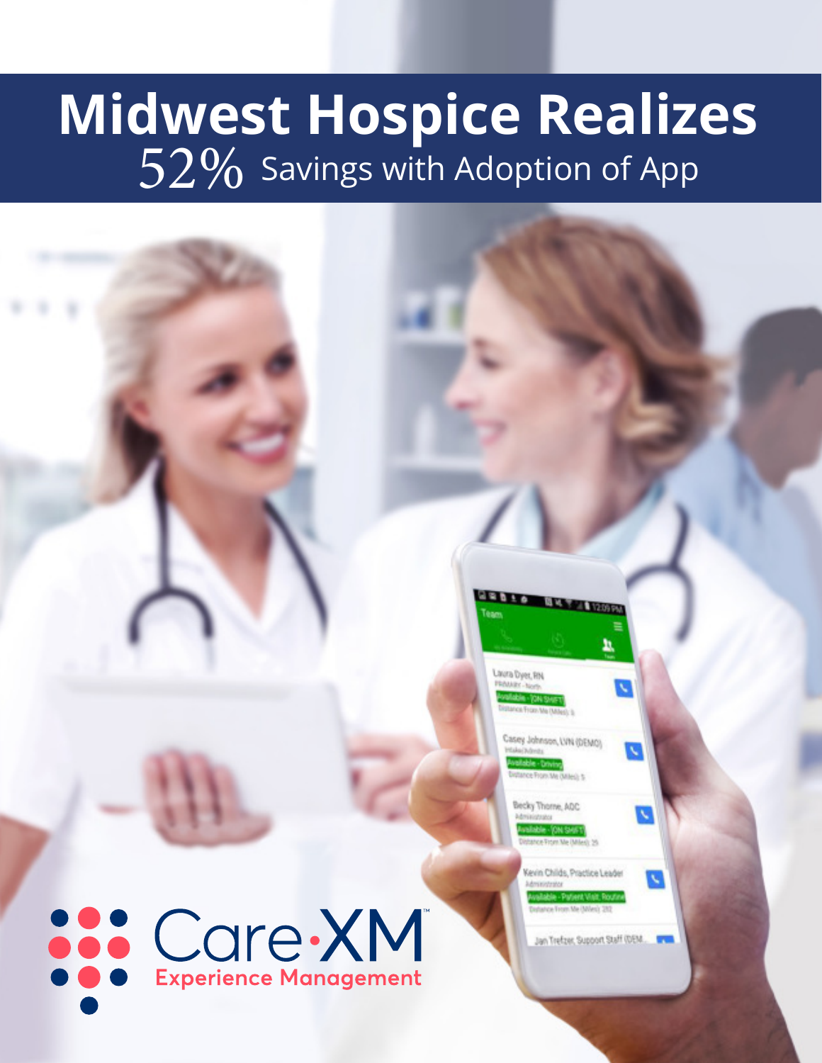# Midwest Hospice Realizes 52% Savings with Adoption of App

Care·XM™

Experience Management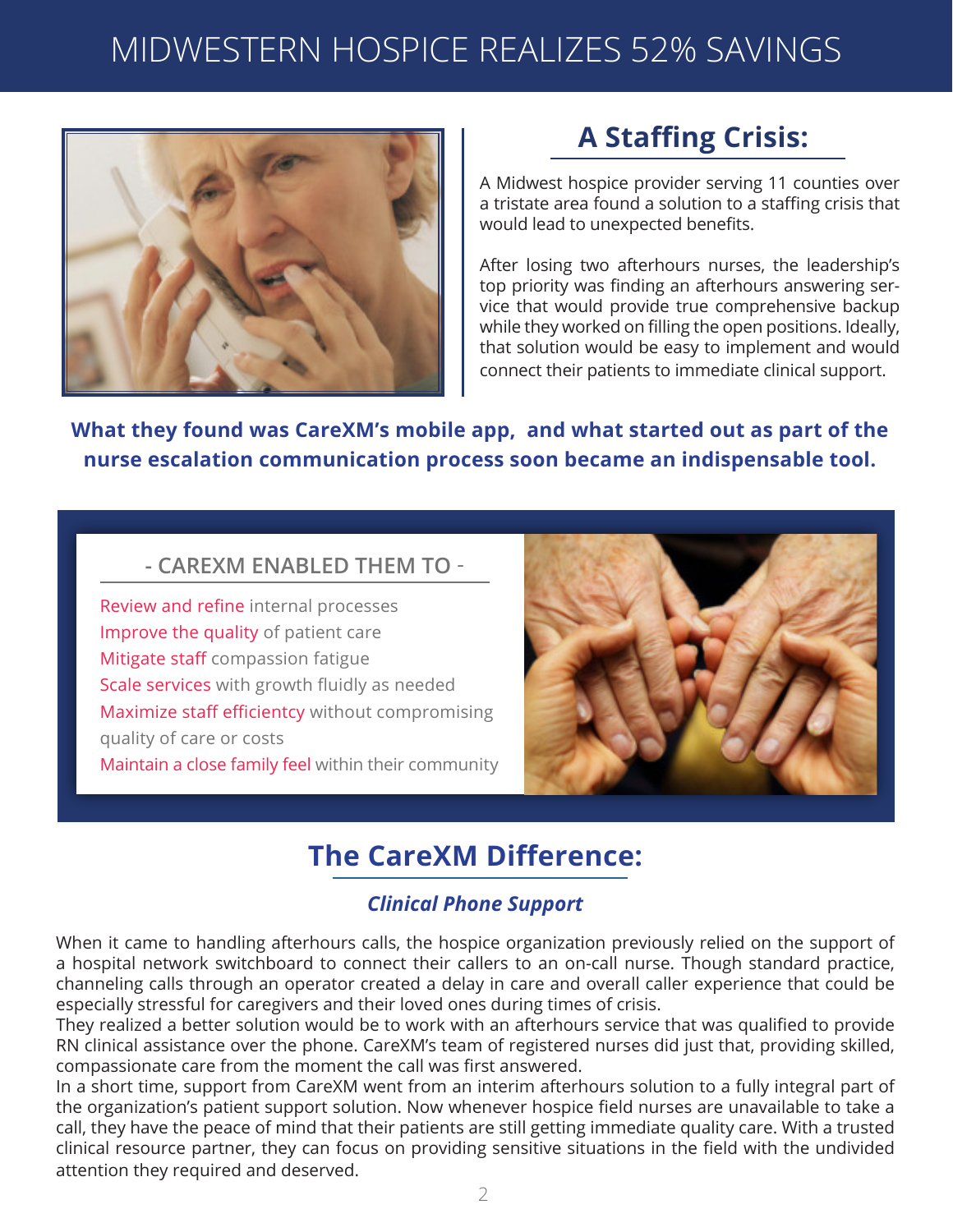# MIDWESTERN HOSPICE REALIZES 52% SAVINGS

## A Staffing Crisis:

A Midwest hospice provider serving 11 counties over a tristate area found a solution to a staffing crisis that would lead to unexpected benefits.

After losing two afterhours nurses, the leadership's top priority was finding an afterhours answering service that would provide true comprehensive backup while they worked on filling the open positions. Ideally, that solution would be easy to implement and would connect their patients to immediate clinical support.

**What they found was CareXM's mobile app, and what started out as part of the nurse escalation communication process soon became an indispensable tool.**

### - CAREXM ENABLED THEM TO -

Review and refine internal processes
Improve the quality of patient care
Mitigate staff compassion fatigue
Scale services with growth fluidly as needed
Maximize staff efficientcy without compromising quality of care or costs
Maintain a close family feel within their community

## The CareXM Difference:

***Clinical Phone Support***

When it came to handling afterhours calls, the hospice organization previously relied on the support of a hospital network switchboard to connect their callers to an on-call nurse. Though standard practice, channeling calls through an operator created a delay in care and overall caller experience that could be especially stressful for caregivers and their loved ones during times of crisis.
They realized a better solution would be to work with an afterhours service that was qualified to provide RN clinical assistance over the phone. CareXM's team of registered nurses did just that, providing skilled, compassionate care from the moment the call was first answered.
In a short time, support from CareXM went from an interim afterhours solution to a fully integral part of the organization's patient support solution. Now whenever hospice field nurses are unavailable to take a call, they have the peace of mind that their patients are still getting immediate quality care. With a trusted clinical resource partner, they can focus on providing sensitive situations in the field with the undivided attention they required and deserved.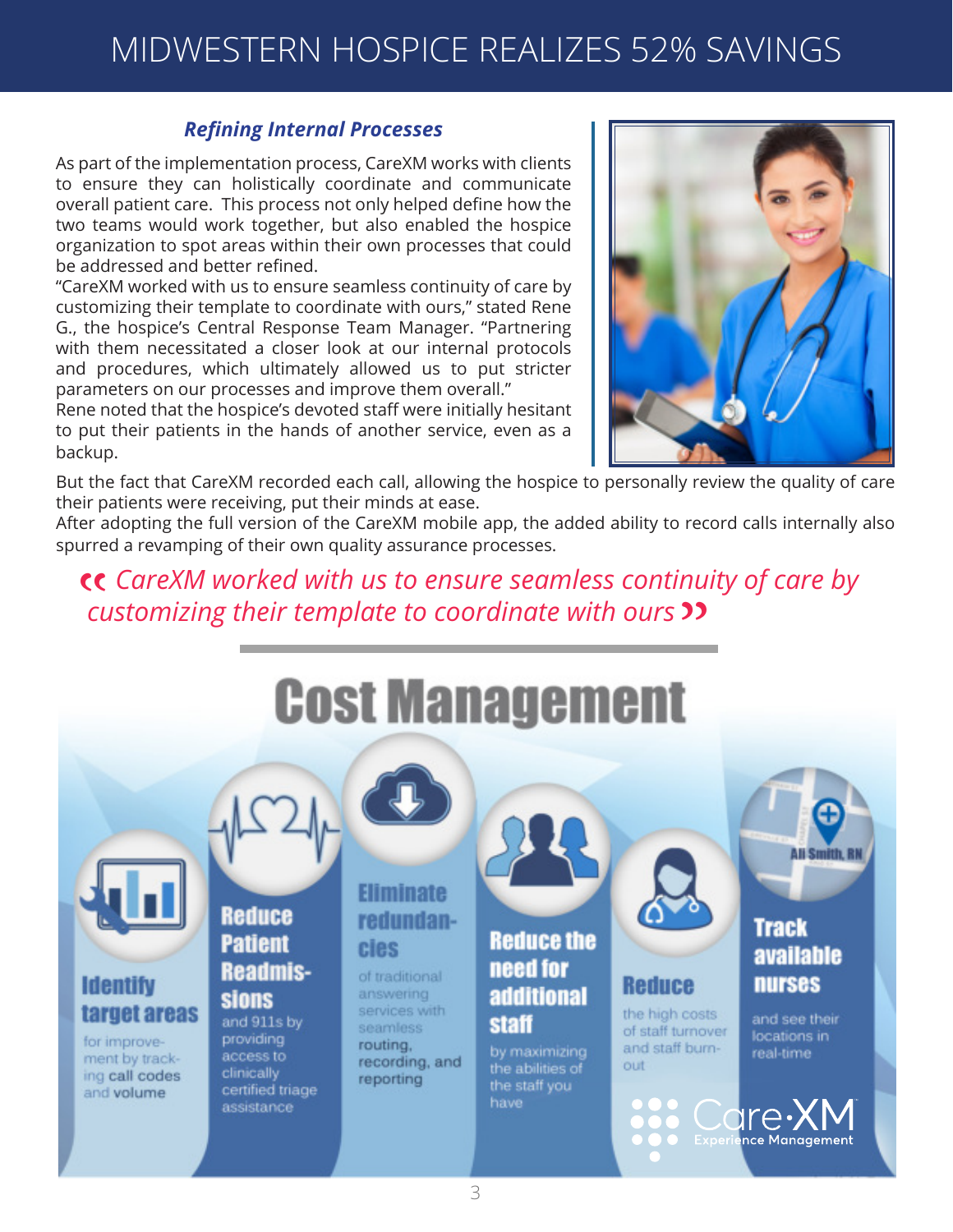# MIDWESTERN HOSPICE REALIZES 52% SAVINGS

### *Refining Internal Processes*

As part of the implementation process, CareXM works with clients to ensure they can holistically coordinate and communicate overall patient care. This process not only helped define how the two teams would work together, but also enabled the hospice organization to spot areas within their own processes that could be addressed and better refined.

"CareXM worked with us to ensure seamless continuity of care by customizing their template to coordinate with ours," stated Rene G., the hospice's Central Response Team Manager. "Partnering with them necessitated a closer look at our internal protocols and procedures, which ultimately allowed us to put stricter parameters on our processes and improve them overall."

Rene noted that the hospice's devoted staff were initially hesitant to put their patients in the hands of another service, even as a backup. But the fact that CareXM recorded each call, allowing the hospice to personally review the quality of care their patients were receiving, put their minds at ease.

After adopting the full version of the CareXM mobile app, the added ability to record calls internally also spurred a revamping of their own quality assurance processes.

> *" CareXM worked with us to ensure seamless continuity of care by customizing their template to coordinate with ours "*

## Cost Management

**Identify target areas** for improvement by tracking **call codes** and **volume**

**Reduce Patient Readmissions** and 911s by providing access to clinically certified triage assistance

**Eliminate redundancies** of traditional answering services with seamless **routing, recording, and reporting**

**Reduce the need for additional staff** by maximizing the abilities of the staff you have

**Reduce** the high costs of staff turnover and staff burn-out

**Track available nurses** and see their locations in real-time

CareXM Experience Management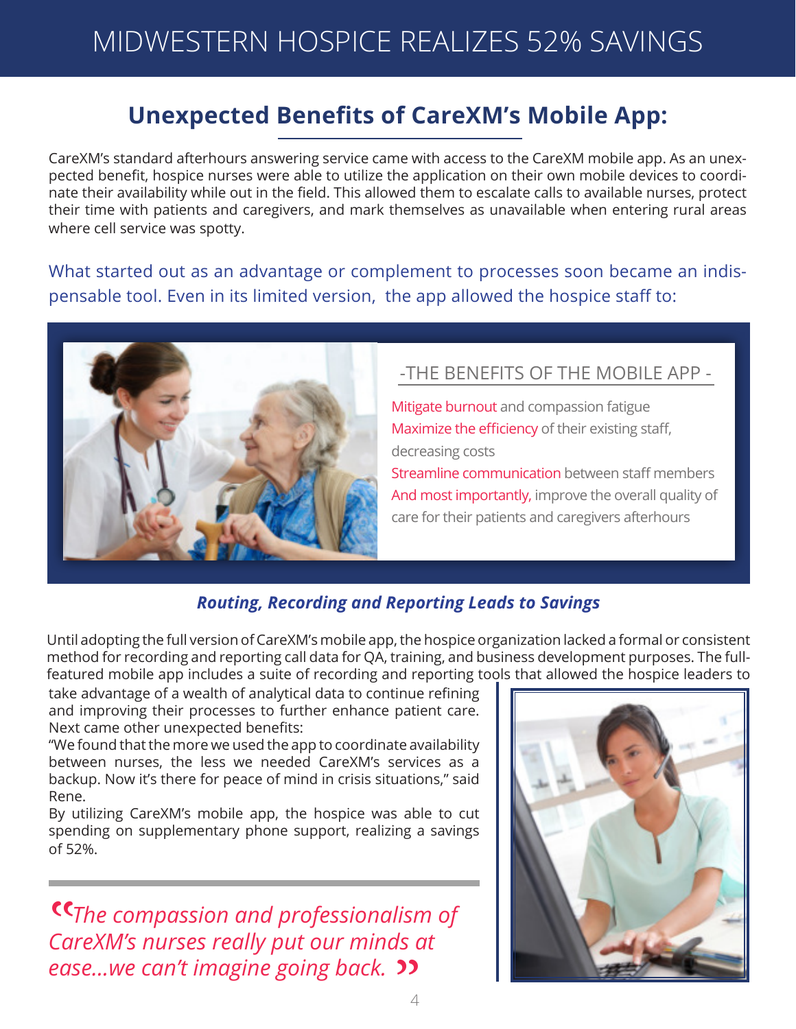# MIDWESTERN HOSPICE REALIZES 52% SAVINGS

## Unexpected Benefits of CareXM's Mobile App:

CareXM's standard afterhours answering service came with access to the CareXM mobile app. As an unexpected benefit, hospice nurses were able to utilize the application on their own mobile devices to coordinate their availability while out in the field. This allowed them to escalate calls to available nurses, protect their time with patients and caregivers, and mark themselves as unavailable when entering rural areas where cell service was spotty.

What started out as an advantage or complement to processes soon became an indispensable tool. Even in its limited version, the app allowed the hospice staff to:

### -THE BENEFITS OF THE MOBILE APP -

- Mitigate burnout and compassion fatigue
- Maximize the efficiency of their existing staff, decreasing costs
- Streamline communication between staff members
- And most importantly, improve the overall quality of care for their patients and caregivers afterhours

### *Routing, Recording and Reporting Leads to Savings*

Until adopting the full version of CareXM's mobile app, the hospice organization lacked a formal or consistent method for recording and reporting call data for QA, training, and business development purposes. The full-featured mobile app includes a suite of recording and reporting tools that allowed the hospice leaders to take advantage of a wealth of analytical data to continue refining and improving their processes to further enhance patient care. Next came other unexpected benefits:

"We found that the more we used the app to coordinate availability between nurses, the less we needed CareXM's services as a backup. Now it's there for peace of mind in crisis situations," said Rene.

By utilizing CareXM's mobile app, the hospice was able to cut spending on supplementary phone support, realizing a savings of 52%.

> *"The compassion and professionalism of CareXM's nurses really put our minds at ease...we can't imagine going back."*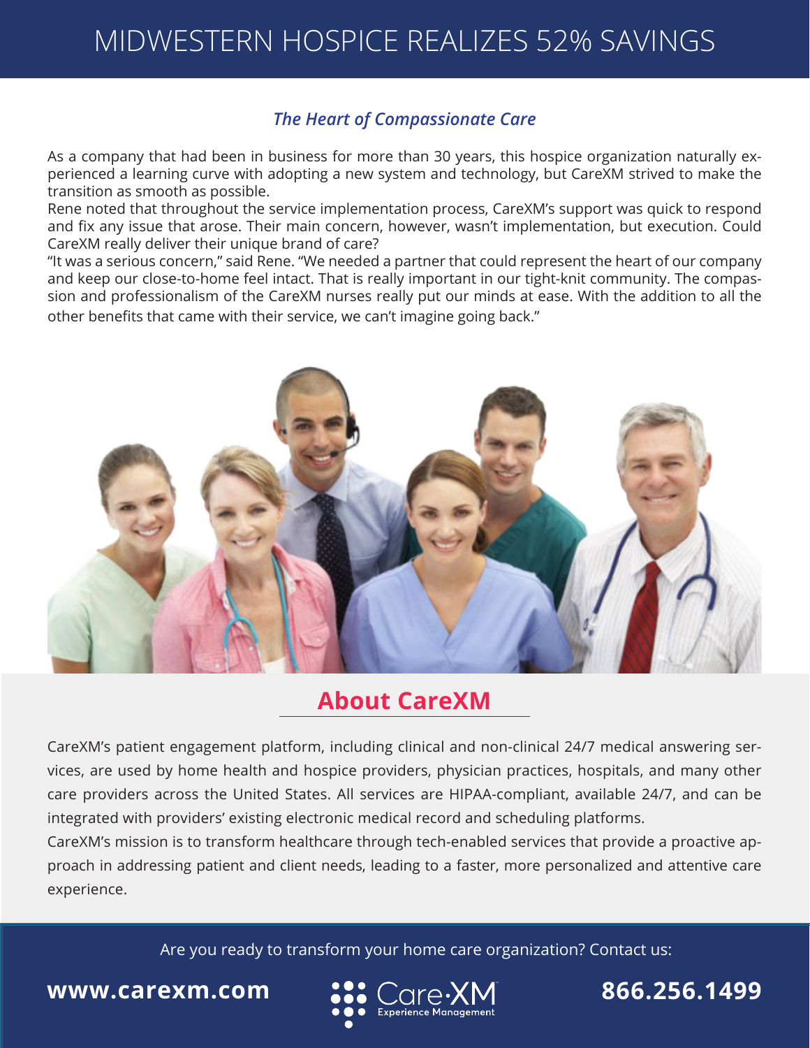# MIDWESTERN HOSPICE REALIZES 52% SAVINGS

### *The Heart of Compassionate Care*

As a company that had been in business for more than 30 years, this hospice organization naturally experienced a learning curve with adopting a new system and technology, but CareXM strived to make the transition as smooth as possible.

Rene noted that throughout the service implementation process, CareXM's support was quick to respond and fix any issue that arose. Their main concern, however, wasn't implementation, but execution. Could CareXM really deliver their unique brand of care?

"It was a serious concern," said Rene. "We needed a partner that could represent the heart of our company and keep our close-to-home feel intact. That is really important in our tight-knit community. The compassion and professionalism of the CareXM nurses really put our minds at ease. With the addition to all the other benefits that came with their service, we can't imagine going back."

## About CareXM

CareXM's patient engagement platform, including clinical and non-clinical 24/7 medical answering services, are used by home health and hospice providers, physician practices, hospitals, and many other care providers across the United States. All services are HIPAA-compliant, available 24/7, and can be integrated with providers' existing electronic medical record and scheduling platforms.

CareXM's mission is to transform healthcare through tech-enabled services that provide a proactive approach in addressing patient and client needs, leading to a faster, more personalized and attentive care experience.

Are you ready to transform your home care organization? Contact us:

**www.carexm.com** Care·XM Experience Management **866.256.1499**